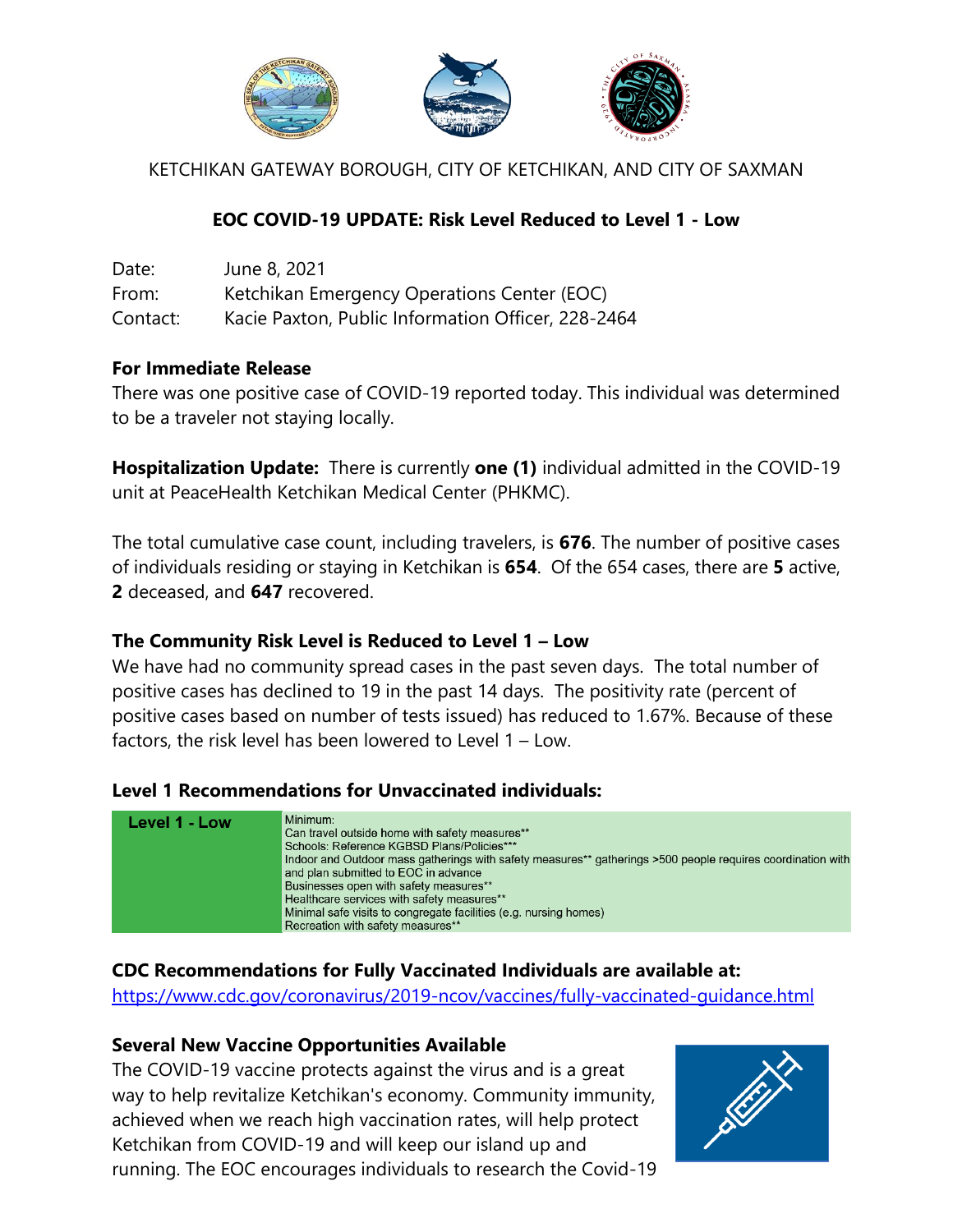KETCHIKAN GATEWAY BOROUGH, CITY OF KETCHIKAN, AND CITY OF SAXMAN

## EOC COVID-19 UPDATE: Risk Level Reduced to Level 1 - Low

Date: June 8, 2021
From: Ketchikan Emergency Operations Center (EOC)
Contact: Kacie Paxton, Public Information Officer, 228-2464

**For Immediate Release**
There was one positive case of COVID-19 reported today. This individual was determined to be a traveler not staying locally.

**Hospitalization Update:** There is currently **one (1)** individual admitted in the COVID-19 unit at PeaceHealth Ketchikan Medical Center (PHKMC).

The total cumulative case count, including travelers, is **676**. The number of positive cases of individuals residing or staying in Ketchikan is **654**. Of the 654 cases, there are **5** active, **2** deceased, and **647** recovered.

### The Community Risk Level is Reduced to Level 1 – Low

We have had no community spread cases in the past seven days. The total number of positive cases has declined to 19 in the past 14 days. The positivity rate (percent of positive cases based on number of tests issued) has reduced to 1.67%. Because of these factors, the risk level has been lowered to Level 1 – Low.

### Level 1 Recommendations for Unvaccinated individuals:

| Level 1 - Low | Minimum:<br>Can travel outside home with safety measures**<br>Schools: Reference KGBSD Plans/Policies***<br>Indoor and Outdoor mass gatherings with safety measures** gatherings >500 people requires coordination with and plan submitted to EOC in advance<br>Businesses open with safety measures**<br>Healthcare services with safety measures**<br>Minimal safe visits to congregate facilities (e.g. nursing homes)<br>Recreation with safety measures** |
|---|---|

### CDC Recommendations for Fully Vaccinated Individuals are available at:

https://www.cdc.gov/coronavirus/2019-ncov/vaccines/fully-vaccinated-guidance.html

### Several New Vaccine Opportunities Available

The COVID-19 vaccine protects against the virus and is a great way to help revitalize Ketchikan's economy. Community immunity, achieved when we reach high vaccination rates, will help protect Ketchikan from COVID-19 and will keep our island up and running. The EOC encourages individuals to research the Covid-19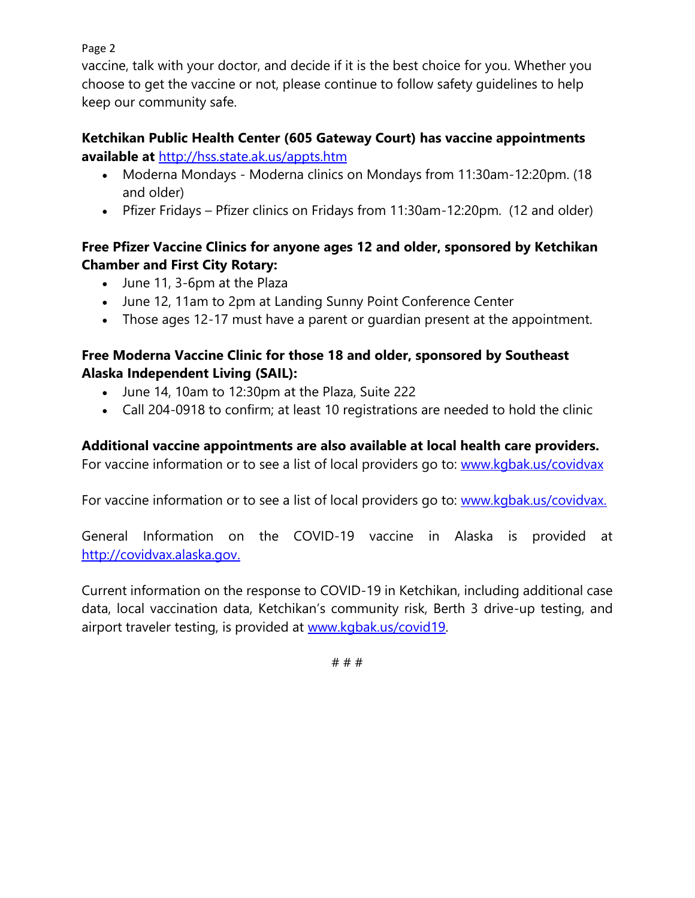vaccine, talk with your doctor, and decide if it is the best choice for you. Whether you choose to get the vaccine or not, please continue to follow safety guidelines to help keep our community safe.

**Ketchikan Public Health Center (605 Gateway Court) has vaccine appointments available at** [http://hss.state.ak.us/appts.htm](http://hss.state.ak.us/appts.htm)

- Moderna Mondays - Moderna clinics on Mondays from 11:30am-12:20pm. (18 and older)
- Pfizer Fridays – Pfizer clinics on Fridays from 11:30am-12:20pm. (12 and older)

**Free Pfizer Vaccine Clinics for anyone ages 12 and older, sponsored by Ketchikan Chamber and First City Rotary:**

- June 11, 3-6pm at the Plaza
- June 12, 11am to 2pm at Landing Sunny Point Conference Center
- Those ages 12-17 must have a parent or guardian present at the appointment.

**Free Moderna Vaccine Clinic for those 18 and older, sponsored by Southeast Alaska Independent Living (SAIL):**

- June 14, 10am to 12:30pm at the Plaza, Suite 222
- Call 204-0918 to confirm; at least 10 registrations are needed to hold the clinic

**Additional vaccine appointments are also available at local health care providers.**
For vaccine information or to see a list of local providers go to: [www.kgbak.us/covidvax](www.kgbak.us/covidvax)

For vaccine information or to see a list of local providers go to: [www.kgbak.us/covidvax.](www.kgbak.us/covidvax)

General Information on the COVID-19 vaccine in Alaska is provided at [http://covidvax.alaska.gov.](http://covidvax.alaska.gov)

Current information on the response to COVID-19 in Ketchikan, including additional case data, local vaccination data, Ketchikan's community risk, Berth 3 drive-up testing, and airport traveler testing, is provided at [www.kgbak.us/covid19](www.kgbak.us/covid19).

# # #